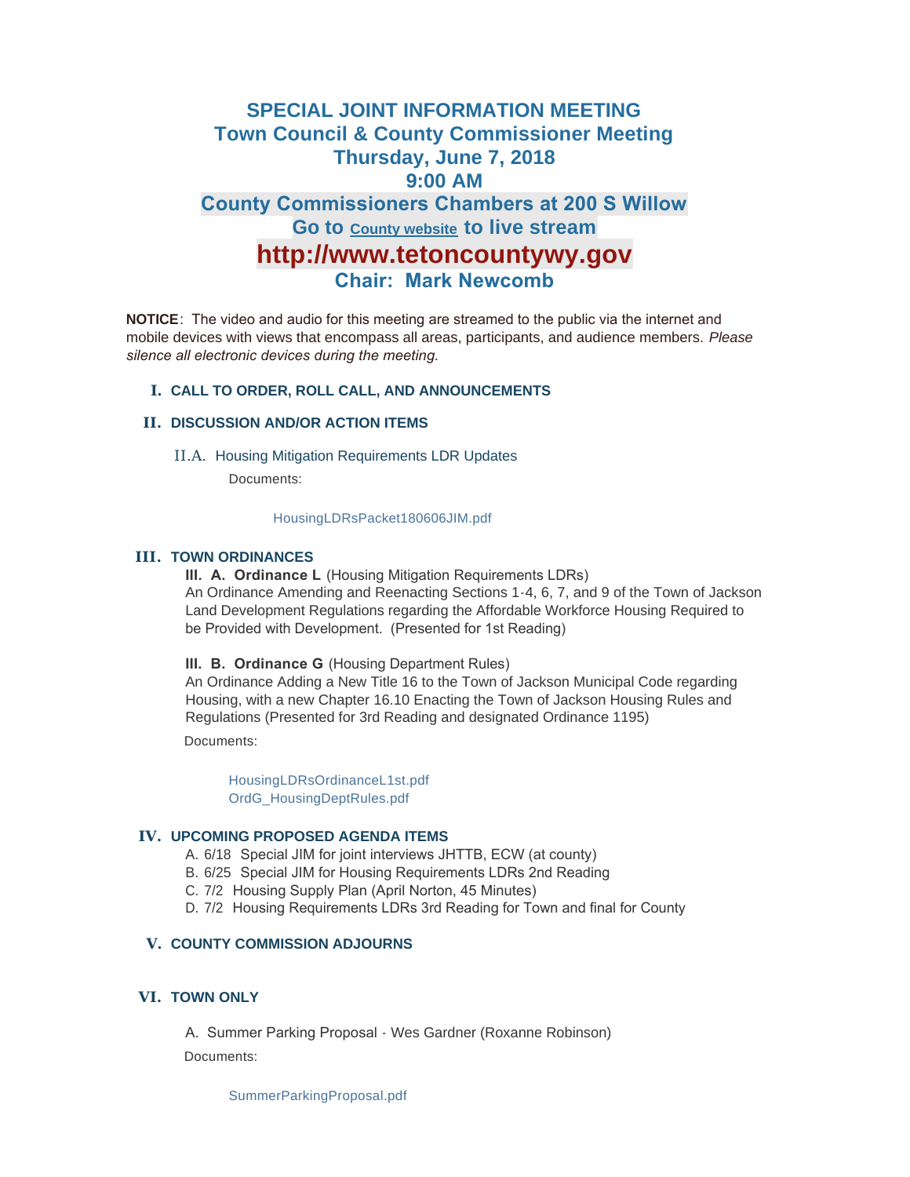# SPECIAL JOINT INFORMATION MEETING
## Town Council & County Commissioner Meeting
## Thursday, June 7, 2018
## 9:00 AM
## County Commissioners Chambers at 200 S Willow
## Go to County website to live stream
# http://www.tetoncountywy.gov
## Chair: Mark Newcomb

**NOTICE**: The video and audio for this meeting are streamed to the public via the internet and mobile devices with views that encompass all areas, participants, and audience members. *Please silence all electronic devices during the meeting.*

### I. CALL TO ORDER, ROLL CALL, AND ANNOUNCEMENTS

### II. DISCUSSION AND/OR ACTION ITEMS

II.A. Housing Mitigation Requirements LDR Updates

Documents:

HousingLDRsPacket180606JIM.pdf

### III. TOWN ORDINANCES

**III. A. Ordinance L** (Housing Mitigation Requirements LDRs)
An Ordinance Amending and Reenacting Sections 1-4, 6, 7, and 9 of the Town of Jackson Land Development Regulations regarding the Affordable Workforce Housing Required to be Provided with Development. (Presented for 1st Reading)

**III. B. Ordinance G** (Housing Department Rules)
An Ordinance Adding a New Title 16 to the Town of Jackson Municipal Code regarding Housing, with a new Chapter 16.10 Enacting the Town of Jackson Housing Rules and Regulations (Presented for 3rd Reading and designated Ordinance 1195)

Documents:

HousingLDRsOrdinanceL1st.pdf
OrdG_HousingDeptRules.pdf

### IV. UPCOMING PROPOSED AGENDA ITEMS

A. 6/18 Special JIM for joint interviews JHTTB, ECW (at county)
B. 6/25 Special JIM for Housing Requirements LDRs 2nd Reading
C. 7/2 Housing Supply Plan (April Norton, 45 Minutes)
D. 7/2 Housing Requirements LDRs 3rd Reading for Town and final for County

### V. COUNTY COMMISSION ADJOURNS

### VI. TOWN ONLY

A. Summer Parking Proposal - Wes Gardner (Roxanne Robinson)

Documents:

SummerParkingProposal.pdf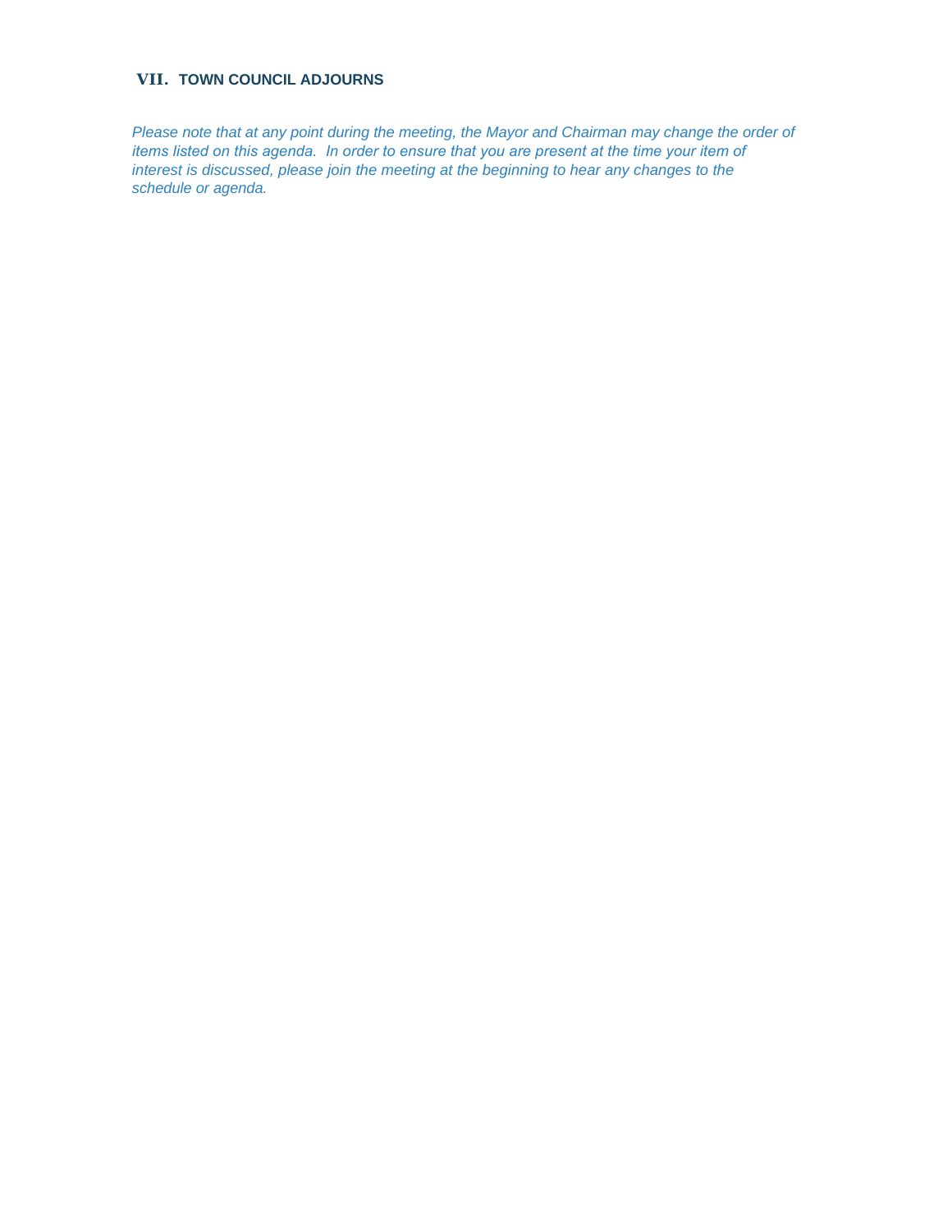## VII. TOWN COUNCIL ADJOURNS

*Please note that at any point during the meeting, the Mayor and Chairman may change the order of items listed on this agenda. In order to ensure that you are present at the time your item of interest is discussed, please join the meeting at the beginning to hear any changes to the schedule or agenda.*